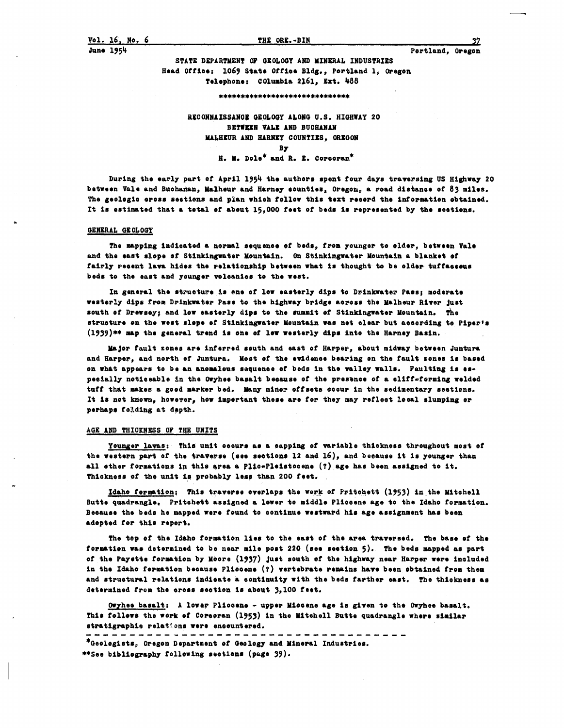STATE DEPARTMENT OF GEOLOGY AND MINERAL INDUSTRIES
Head Office: 1069 State Office Bldg., Portland 1, Oregon
Telephone: COlumbia 2161, Ext. 488

******************************

# RECONNAISSANCE GEOLOGY ALONG U.S. HIGHWAY 20 BETWEEN VALE AND BUCHANAN MALHEUR AND HARNEY COUNTIES, OREGON

By

H. M. Dole* and R. E. Corcoran*

During the early part of April 1954 the authors spent four days traversing US Highway 20 between Vale and Buchanan, Malheur and Harney counties, Oregon, a road distance of 83 miles. The geologic cross sections and plan which follow this text record the information obtained. It is estimated that a total of about 15,000 feet of beds is represented by the sections.

## GENERAL GEOLOGY

The mapping indicated a normal sequence of beds, from younger to older, between Vale and the east slope of Stinkingwater Mountain. On Stinkingwater Mountain a blanket of fairly recent lava hides the relationship between what is thought to be older tuffaceous beds to the east and younger volcanics to the west.

In general the structure is one of low easterly dips to Drinkwater Pass; moderate westerly dips from Drinkwater Pass to the highway bridge across the Malheur River just south of Drewsey; and low easterly dips to the summit of Stinkingwater Mountain. The structure on the west slope of Stinkingwater Mountain was not clear but according to Piper's (1939)** map the general trend is one of low westerly dips into the Harney Basin.

Major fault zones are inferred south and east of Harper, about midway between Juntura and Harper, and north of Juntura. Most of the evidence bearing on the fault zones is based on what appears to be an anomalous sequence of beds in the valley walls. Faulting is especially noticeable in the Owyhee basalt because of the presence of a cliff-forming welded tuff that makes a good marker bed. Many minor offsets occur in the sedimentary sections. It is not known, however, how important these are for they may reflect local slumping or perhaps folding at depth.

## AGE AND THICKNESS OF THE UNITS

Younger lavas: This unit occurs as a capping of variable thickness throughout most of the western part of the traverse (see sections 12 and 16), and because it is younger than all other formations in this area a Plio-Pleistocene (?) age has been assigned to it. Thickness of the unit is probably less than 200 feet.

Idaho formation: This traverse overlaps the work of Pritchett (1953) in the Mitchell Butte quadrangle. Pritchett assigned a lower to middle Pliocene age to the Idaho formation. Because the beds he mapped were found to continue westward his age assignment has been adopted for this report.

The top of the Idaho formation lies to the east of the area traversed. The base of the formation was determined to be near mile post 220 (see section 5). The beds mapped as part of the Payette formation by Moore (1937) just south of the highway near Harper were included in the Idaho formation because Pliocene (?) vertebrate remains have been obtained from them and structural relations indicate a continuity with the beds farther east. The thickness as determined from the cross section is about 3,100 feet.

Owyhee basalt: A lower Pliocene - upper Miocene age is given to the Owyhee basalt. This follows the work of Corcoran (1953) in the Mitchell Butte quadrangle where similar stratigraphic relations were encountered.

---

*Geologists, Oregon Department of Geology and Mineral Industries.
**See bibliography following sections (page 39).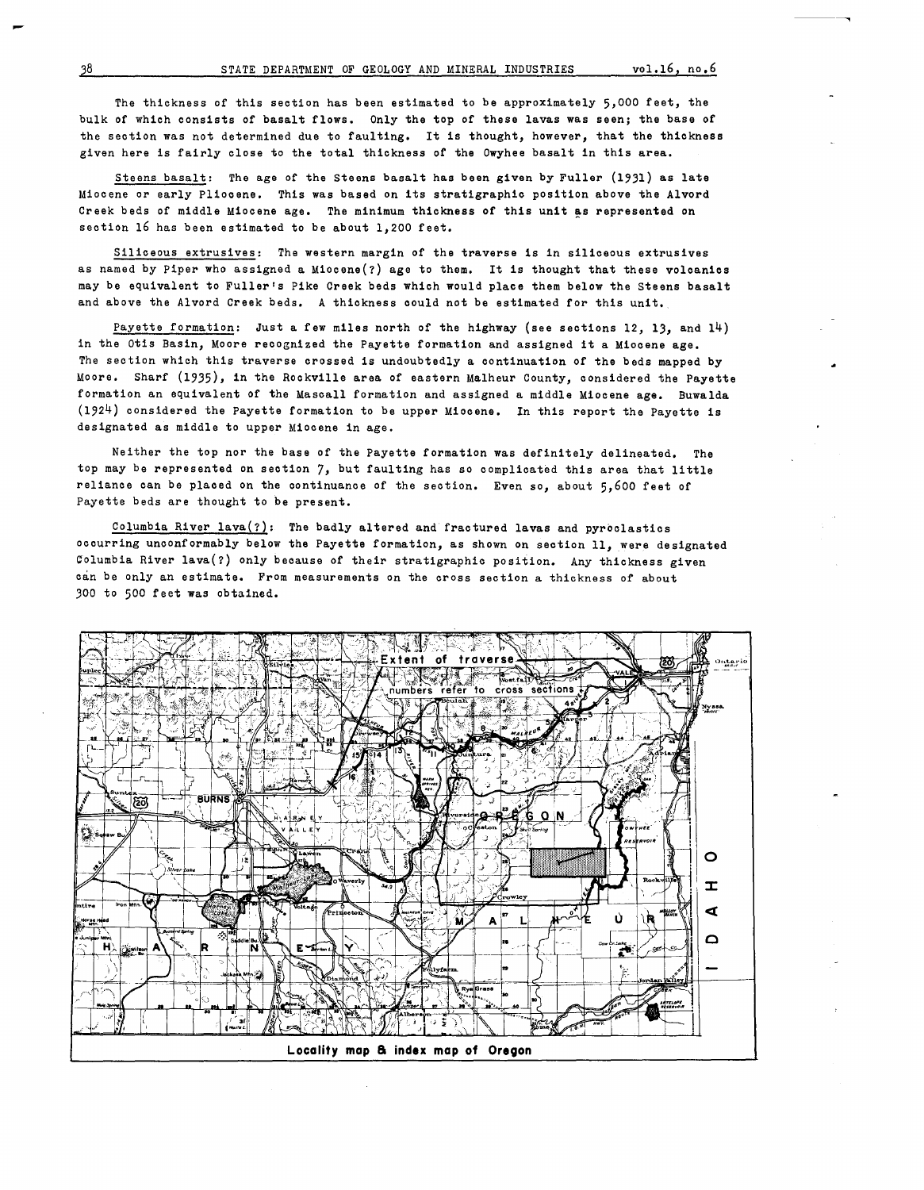The thickness of this section has been estimated to be approximately 5,000 feet, the bulk of which consists of basalt flows. Only the top of these lavas was seen; the base of the section was not determined due to faulting. It is thought, however, that the thickness given here is fairly close to the total thickness of the Owyhee basalt in this area.

Steens basalt: The age of the Steens basalt has been given by Fuller (1931) as late Miocene or early Pliocene. This was based on its stratigraphic position above the Alvord Creek beds of middle Miocene age. The minimum thickness of this unit as represented on section 16 has been estimated to be about 1,200 feet.

Siliceous extrusives: The western margin of the traverse is in siliceous extrusives as named by Piper who assigned a Miocene(?) age to them. It is thought that these volcanics may be equivalent to Fuller's Pike Creek beds which would place them below the Steens basalt and above the Alvord Creek beds. A thickness could not be estimated for this unit.

Payette formation: Just a few miles north of the highway (see sections 12, 13, and 14) in the Otis Basin, Moore recognized the Payette formation and assigned it a Miocene age. The section which this traverse crossed is undoubtedly a continuation of the beds mapped by Moore. Sharf (1935), in the Rockville area of eastern Malheur County, considered the Payette formation an equivalent of the Mascall formation and assigned a middle Miocene age. Buwalda (1924) considered the Payette formation to be upper Miocene. In this report the Payette is designated as middle to upper Miocene in age.

Neither the top nor the base of the Payette formation was definitely delineated. The top may be represented on section 7, but faulting has so complicated this area that little reliance can be placed on the continuance of the section. Even so, about 5,600 feet of Payette beds are thought to be present.

Columbia River lava(?): The badly altered and fractured lavas and pyroclastics occurring unconformably below the Payette formation, as shown on section 11, were designated Columbia River lava(?) only because of their stratigraphic position. Any thickness given can be only an estimate. From measurements on the cross section a thickness of about 300 to 500 feet was obtained.

Extent of traverse — numbers refer to cross sections

**Locality map & index map of Oregon**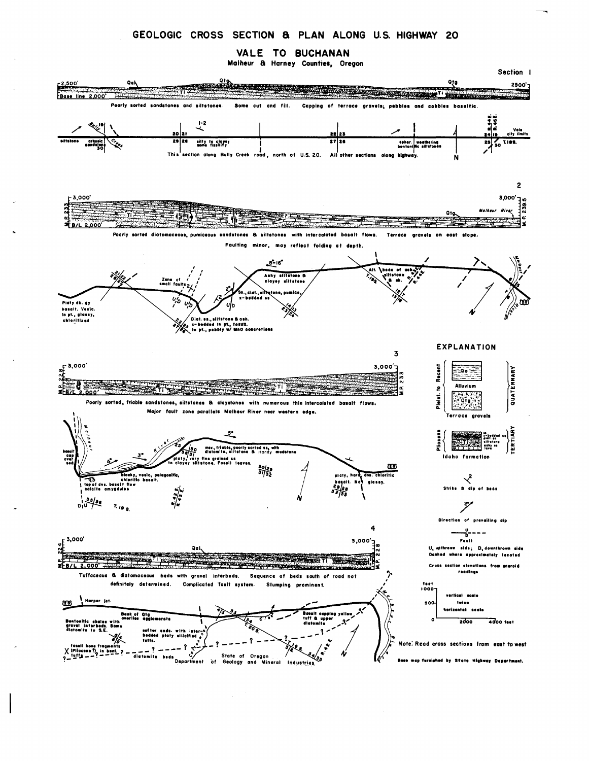# GEOLOGIC CROSS SECTION & PLAN ALONG U.S. HIGHWAY 20

## VALE TO BUCHANAN

### Malheur & Harney Counties, Oregon

## Section 1

Poorly sorted sandstones and siltstones. Some cut and fill. Capping of terrace gravels; pebbles and cobbles basaltic.

This section along Bully Creek road, north of U.S. 20. All other sections along highway.

siltstone; arkosic sandstone; silty to clayey some fissility; spher. weathering bentonitic siltstones; Vale city limits; T.18S.; R.44E.; R.45E.

## 2

Poorly sorted diatomaceous, pumiceous sandstones & siltstones with intercalated basalt flows. Terrace gravels on east slope.

Faulting minor, may reflect folding at depth.

Platy dk. gy basalt. Vesic. in pt., glassy, chloritized; Zone of small faults; Ss., diat., siltstone, pumice, x-bedded ss; Ashy siltstone & clayey siltstone; Diat. ss., siltstone & ash. x-bedded in pt., fossil. In pt., pebbly w/ MnO concretions; Alt. beds of ash, siltstone & sh.; Malheur River; T.19S.; R.43E.; R.44E.

## 3

Poorly sorted, friable sandstones, siltstones & claystones with numerous thin intercalated basalt flows.

Major fault zone parallels Malheur River near western edge.

basalt cap over sed.; blocky, vesic, palagonitic, chloritic basalt; top of dns. basalt flow calcite amygdules; platy, very fine grained ss to clayey siltstone. Fossil leaves.; mev., friable, poorly sorted ss, with diatomite, siltstone & sandy mudstone; platy, hard, dns. chloritic basalt. Not glassy.; T.19S.; R.42E.; R.43E.

## 4

Tuffaceous & diatomaceous beds with gravel interbeds. Sequence of beds south of road not definitely determined. Complicated fault system. Slumping prominent.

Harper jct.; Bentonitic shales with gravel interbeds. Some diatomite to S.E.; Bank of Qtg overlies agglomerate; softer seds. with inter-bedded platy silicified tuffs.; fossil bone fragments (Pliocene ?) in bent. tuffs; diatomite beds; Basalt capping yellow tuff & upper diatomite; T.20S.; T.19S.; R.42E.

## EXPLANATION

QUATERNARY — Pleist. to Recent: Qal — Alluvium; Qtg — Terrace gravels

TERTIARY — Pliocene: Ti — Idaho formation (ss x-bedded ss, diat. ss, siltstone, ashy ss, lava)

Strike & dip of beds

Direction of prevailing dip

Fault — U, upthrown side; D, downthrown side. Dashed where approximately located

Cross section elevations from aneroid readings

Vertical scale twice horizontal scale (0–1000 feet vertical; 0–4000 feet horizontal)

Note: Read cross sections from east to west

Base map furnished by State Highway Department.

State of Oregon Department of Geology and Mineral Industries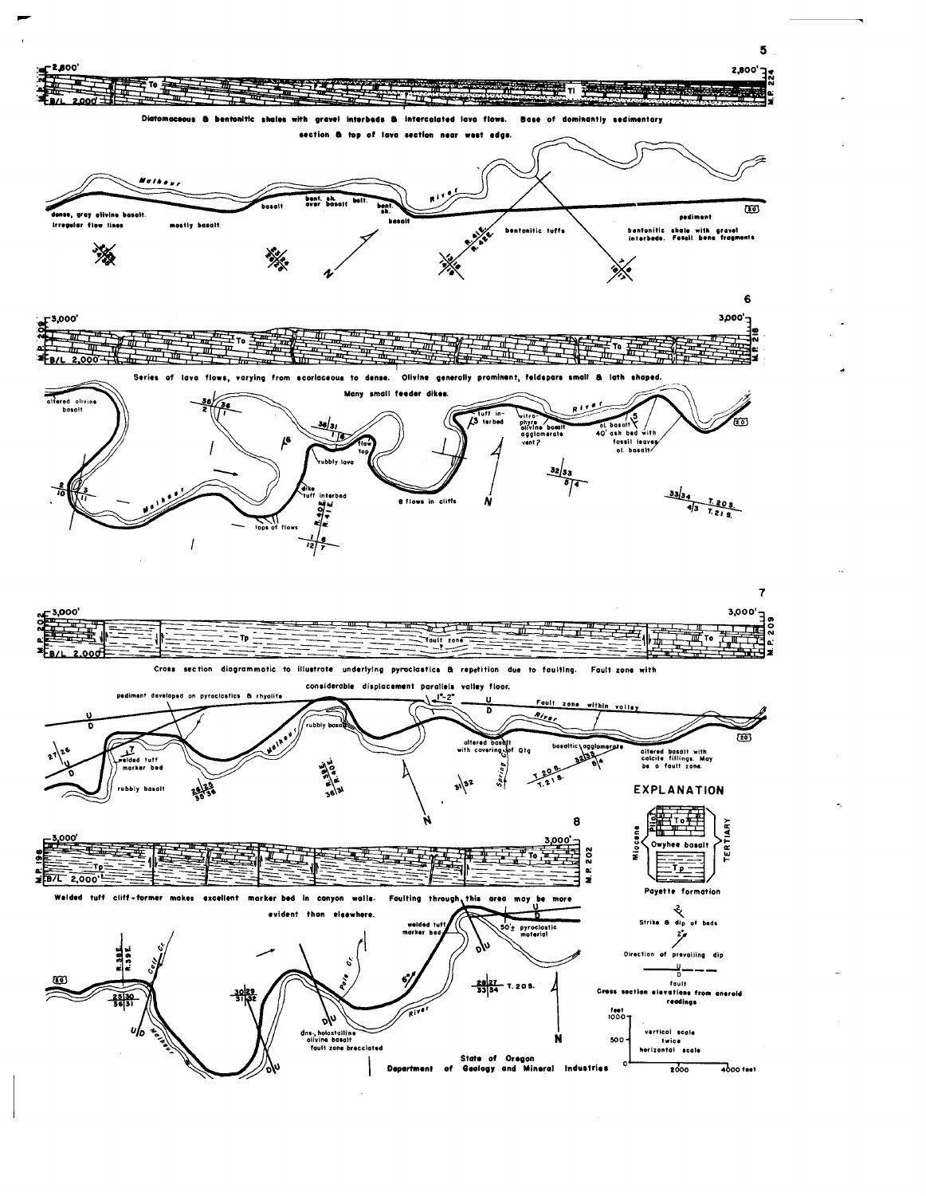Diatomaceous & bentonitic shales with gravel interbeds & intercalated lava flows. Base of dominantly sedimentary section & top of lava section near west edge.

Series of lava flows, varying from scoriaceous to dense. Olivine generally prominent, feldspars small & lath shaped. Many small feeder dikes.

Cross section diagrammatic to illustrate underlying pyroclastics & repetition due to faulting. Fault zone with considerable displacement parallels valley floor.

Welded tuff cliff-former makes excellent marker bed in canyon walls. Faulting through this area may be more evident than elsewhere.

## EXPLANATION

Miocene — TERTIARY

- To — Owyhee basalt
- Tp — Payette formation

Strike & dip of beds

Direction of prevailing dip

Fault (U / D)

Cross section elevations from aneroid readings

Vertical scale twice horizontal scale

State of Oregon
Department of Geology and Mineral Industries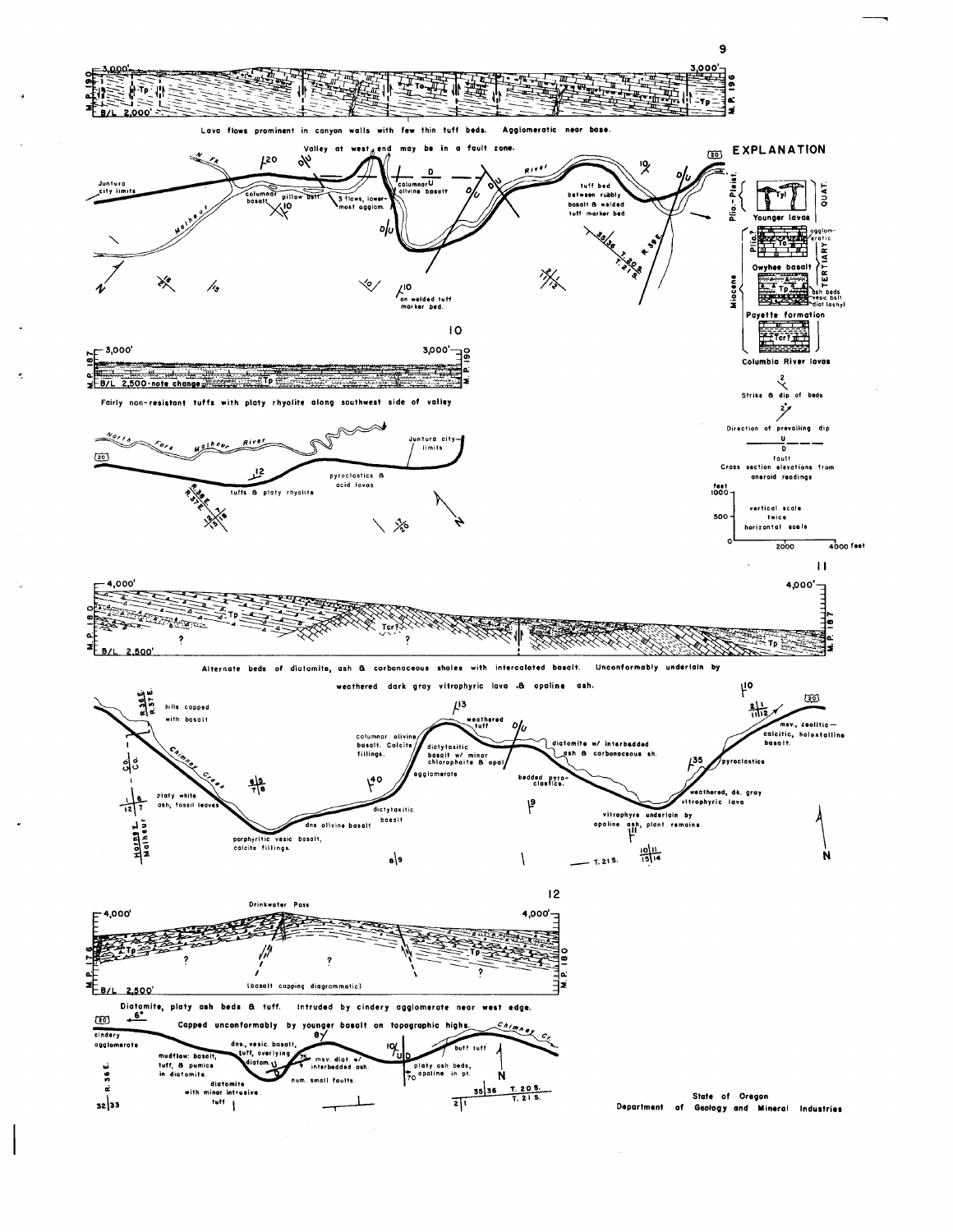9

Lava flows prominent in canyon walls with few thin tuff beds. Agglomeratic near base.

Valley at west end may be in a fault zone.

Juntura city limits

columnar basalt

pillow bslt

3 flows, lowermost agglom.

columnar olivine basalt

tuff bed between rubbly basalt & welded tuff marker bed

on welded tuff marker bed.

## EXPLANATION

Plio.-Pleist. — Younger lavas — QUAT.

Plio.? — To — agglomeratic — Owyhee basalt — TERTIARY

Miocene — Tp — ash beds, vesic bslt, diat (ashy) — Payette formation

Tcr? — Columbia River lavas

Strike & dip of beds

Direction of prevailing dip

Fault

Cross section elevations from aneroid readings

vertical scale twice horizontal scale

10

Fairly non-resistant tuffs with platy rhyolite along southwest side of valley

North Fork Malheur River

Juntura city limits

pyroclastics & acid lavas

tuffs & platy rhyolite

11

Alternate beds of diatomite, ash & carbonaceous shales with intercalated basalt. Unconformably underlain by weathered dark gray vitrophyric lava & opaline ash.

hills capped with basalt

Chimney Creek

platy white ash, fossil leaves

porphyritic vesic basalt, calcite fillings.

dns olivine basalt

columnar olivine basalt. Calcite fillings.

agglomerate

dictytaxitic basalt

weathered tuff

dictytaxitic basalt w/ minor chlorophaite & opal

bedded pyroclastics.

diatomite w/ interbedded ash & carbonaceous sh.

vitrophyre underlain by opaline ash, plant remains

weathered, dk. gray vitrophyric lava

pyroclastics

msv., zeolitic—calcitic, holoxtalline basalt.

12

Drinkwater Pass

(basalt capping diagrammatic)

Diatomite, platy ash beds & tuff. Intruded by cindery agglomerate near west edge. Capped unconformably by younger basalt on topographic highs.

cindery agglomerate

mudflow: basalt, tuff, & pumice in diatomite.

dns., vesic. basalt, tuff, overlying diatom.

diatomite with minor intrusive tuff

msv. diat. w/ interbedded ash

num. small faults.

buff tuff

platy ash beds, opaline in pt.

State of Oregon
Department of Geology and Mineral Industries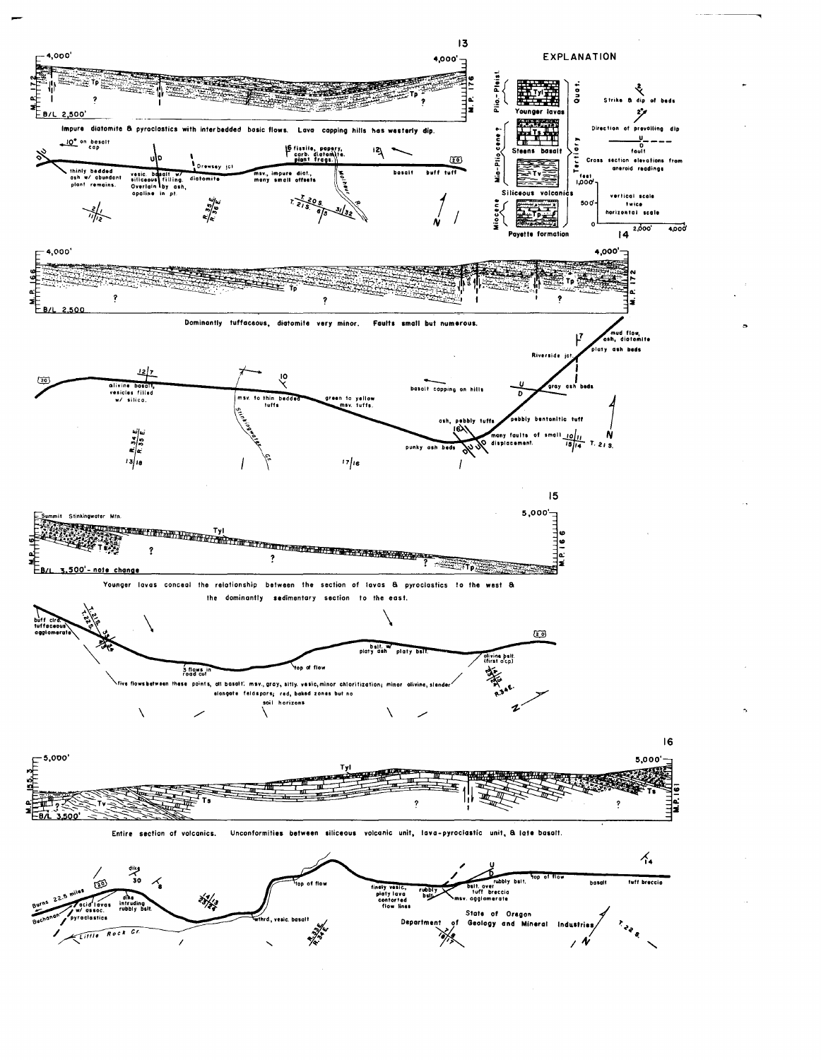**13**

Impure diatomite & pyroclastics with interbedded basic flows. Lava capping hills has westerly dip.

10° on basalt cap — thinly bedded ash w/ abundant plant remains. — vesic. basalt w/ siliceous filling. Overlain by ash, opaline in pt. — Drewsey jct — diatomite — fissile, papery, carb. diatomite. plant frags. — msv., impure diat., many small offsets — basalt — buff tuff

## EXPLANATION

- Younger lavas (Tyl) — Plio-Pleist. — Quat.
- Steens basalt (Ts) — Mio-Plio cene ? — Tertiary
- Siliceous volcanics (Tv)
- Payette formation (Tp) — Miocene

Strike & dip of beds

Direction of prevailing dip

fault

Cross section elevations from aneroid readings

vertical scale twice horizontal scale

**14**

Dominantly tuffaceous, diatomite very minor. Faults small but numerous.

olivine basalt, vesicles filled w/ silica. — msv. to thin bedded tuffs — green to yellow msv. tuffs. — basalt capping on hills — ash, pebbly tuffs — punky ash beds — many faults of small displacement. — pebbly bentonitic tuff — gray ash beds — Riverside jct. — platy ash beds — mud flow, ash, diatomite

**15**

Summit Stinkingwater Mtn.

B/L 3,500' - note change

Younger lavas conceal the relationship between the section of lavas & pyroclastics to the west & the dominantly sedimentary section to the east.

buff clrd. tuffaceous agglomerate — 3 flows in road cut — top of flow — bslt. w/ platy ash — platy bslt. — olivine bslt. (first ocp)

five flows between these points, all basalt: msv., gray, silty. vesic, minor chloritization; minor olivine, slender elongate feldspars; red, baked zones but no soil horizons

**16**

Entire section of volcanics. Unconformities between siliceous volcanic unit, lava-pyroclastic unit, & late basalt.

Burns 22.5 miles — Buchanan — acid lavas w/ assoc. pyroclastics — dike intruding rubbly bslt. — Little Rock Cr. — wthrd, vesic. basalt — top of flow — finely vesic., platy lava contorted flow lines — rubbly bslt. — msv. agglomerate — bslt. over tuff breccia — rubbly bslt. — top of flow — basalt — tuff breccia

State of Oregon Department of Geology and Mineral Industries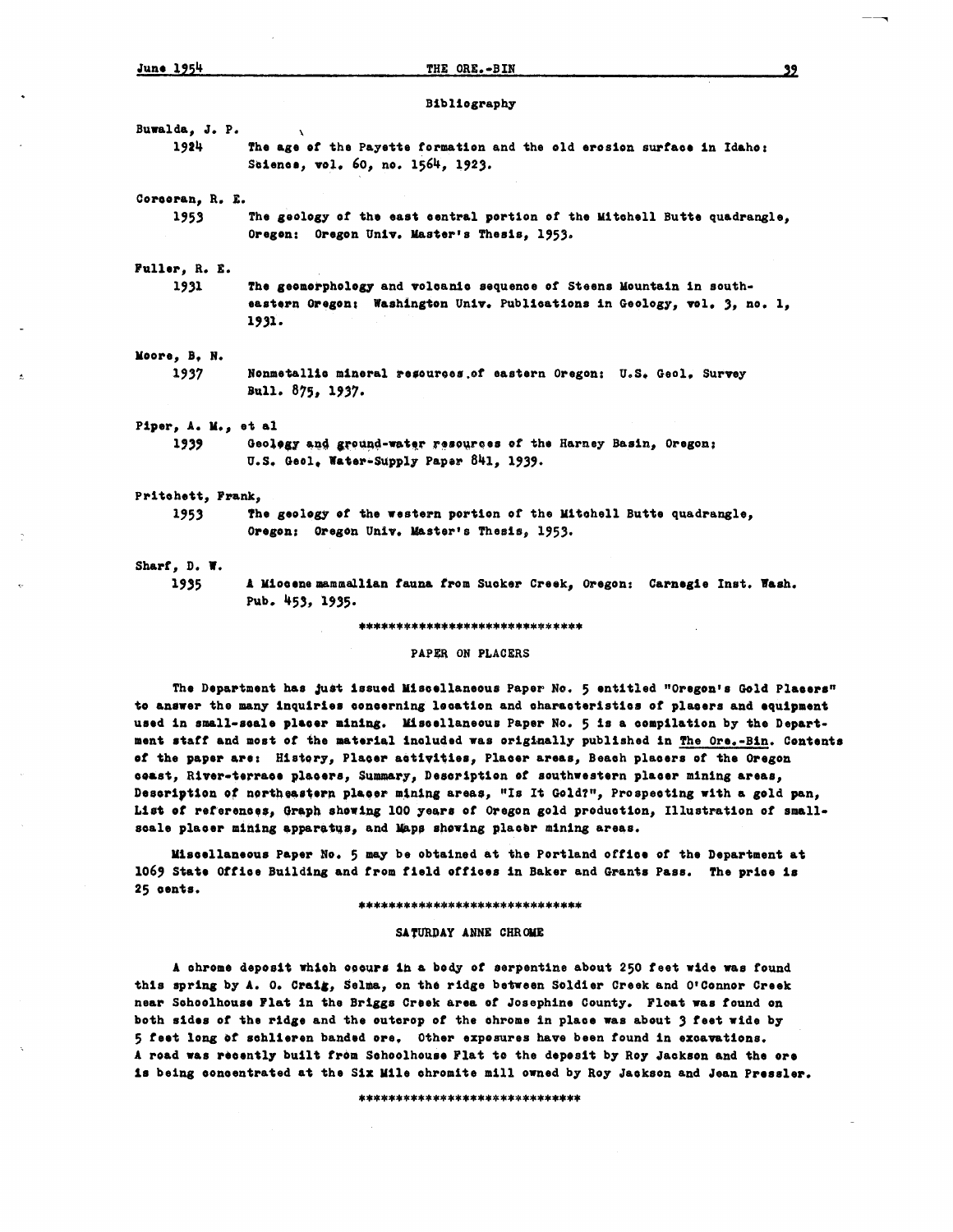## Bibliography

Buwalda, J. P.
1924 The age of the Payette formation and the old erosion surface in Idaho: Science, vol. 60, no. 1564, 1923.

Corcoran, R. E.
1953 The geology of the east central portion of the Mitchell Butte quadrangle, Oregon: Oregon Univ. Master's Thesis, 1953.

Fuller, R. E.
1931 The geomorphology and volcanic sequence of Steens Mountain in southeastern Oregon: Washington Univ. Publications in Geology, vol. 3, no. 1, 1931.

Moore, B. N.
1937 Nonmetallic mineral resources of eastern Oregon: U.S. Geol. Survey Bull. 875, 1937.

Piper, A. M., et al
1939 Geology and ground-water resources of the Harney Basin, Oregon: U.S. Geol. Water-Supply Paper 841, 1939.

Pritchett, Frank,
1953 The geology of the western portion of the Mitchell Butte quadrangle, Oregon: Oregon Univ. Master's Thesis, 1953.

Sharf, D. W.
1935 A Miocene mammalian fauna from Sucker Creek, Oregon: Carnegie Inst. Wash. Pub. 453, 1935.

******************************

## PAPER ON PLACERS

The Department has just issued Miscellaneous Paper No. 5 entitled "Oregon's Gold Placers" to answer the many inquiries concerning location and characteristics of placers and equipment used in small-scale placer mining. Miscellaneous Paper No. 5 is a compilation by the Department staff and most of the material included was originally published in The Ore.-Bin. Contents of the paper are: History, Placer activities, Placer areas, Beach placers of the Oregon coast, River-terrace placers, Summary, Description of southwestern placer mining areas, Description of northeastern placer mining areas, "Is It Gold?", Prospecting with a gold pan, List of references, Graph showing 100 years of Oregon gold production, Illustration of small-scale placer mining apparatus, and Maps showing placer mining areas.

Miscellaneous Paper No. 5 may be obtained at the Portland office of the Department at 1069 State Office Building and from field offices in Baker and Grants Pass. The price is 25 cents.

******************************

## SATURDAY ANNE CHROME

A chrome deposit which occurs in a body of serpentine about 250 feet wide was found this spring by A. O. Craig, Selma, on the ridge between Soldier Creek and O'Connor Creek near Schoolhouse Flat in the Briggs Creek area of Josephine County. Float was found on both sides of the ridge and the outcrop of the chrome in place was about 3 feet wide by 5 feet long of schlieren banded ore. Other exposures have been found in excavations. A road was recently built from Schoolhouse Flat to the deposit by Roy Jackson and the ore is being concentrated at the Six Mile chromite mill owned by Roy Jackson and Jean Pressler.

******************************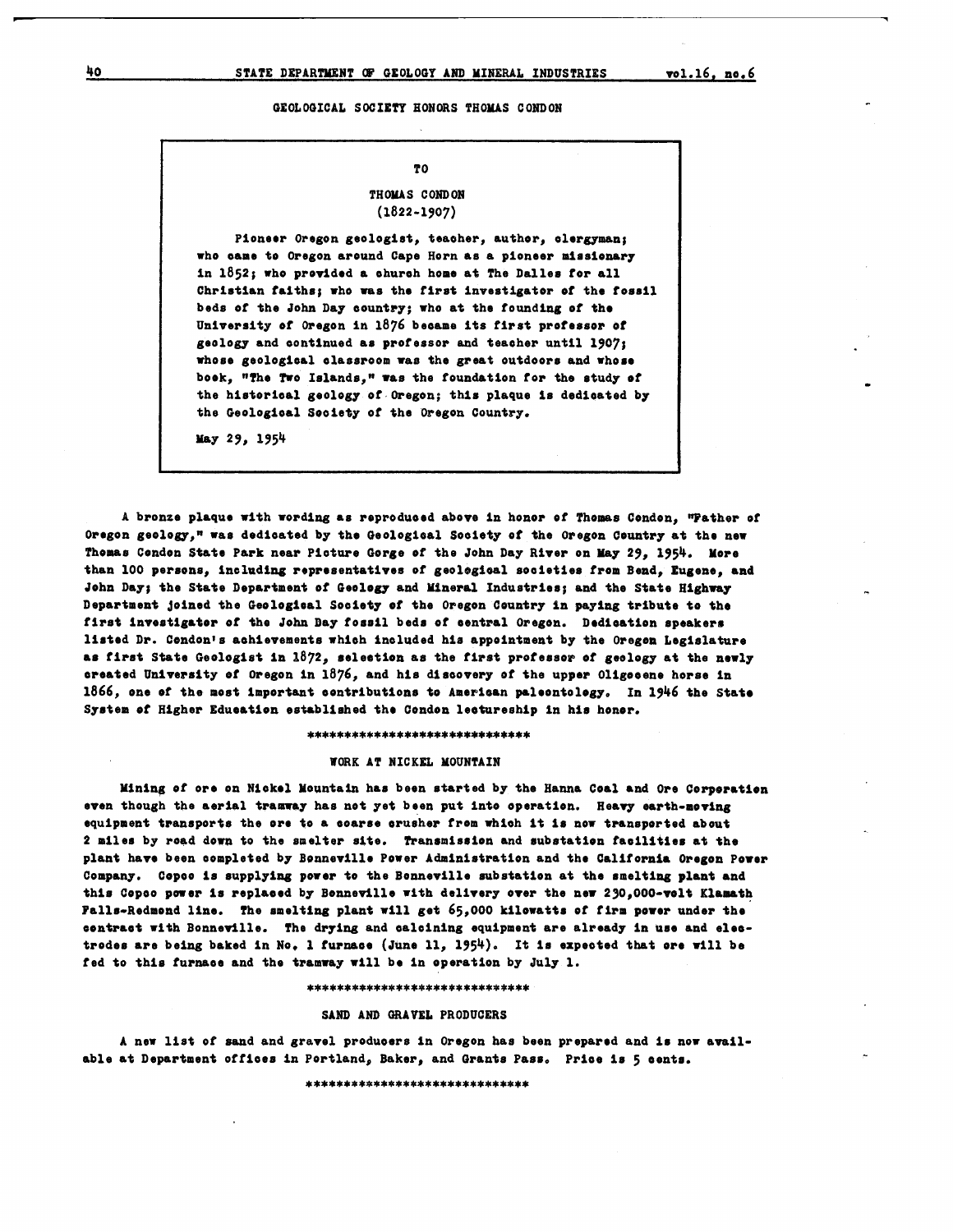## GEOLOGICAL SOCIETY HONORS THOMAS CONDON

> TO
>
> THOMAS CONDON
> (1822-1907)
>
> Pioneer Oregon geologist, teacher, author, clergyman; who came to Oregon around Cape Horn as a pioneer missionary in 1852; who provided a church home at The Dalles for all Christian faiths; who was the first investigator of the fossil beds of the John Day country; who at the founding of the University of Oregon in 1876 became its first professor of geology and continued as professor and teacher until 1907; whose geological classroom was the great outdoors and whose book, "The Two Islands," was the foundation for the study of the historical geology of Oregon; this plaque is dedicated by the Geological Society of the Oregon Country.
>
> May 29, 1954

A bronze plaque with wording as reproduced above in honor of Thomas Condon, "Father of Oregon geology," was dedicated by the Geological Society of the Oregon Country at the new Thomas Condon State Park near Picture Gorge of the John Day River on May 29, 1954. More than 100 persons, including representatives of geological societies from Bend, Eugene, and John Day; the State Department of Geology and Mineral Industries; and the State Highway Department joined the Geological Society of the Oregon Country in paying tribute to the first investigator of the John Day fossil beds of central Oregon. Dedication speakers listed Dr. Condon's achievements which included his appointment by the Oregon Legislature as first State Geologist in 1872, selection as the first professor of geology at the newly created University of Oregon in 1876, and his discovery of the upper Oligocene horse in 1866, one of the most important contributions to American paleontology. In 1946 the State System of Higher Education established the Condon lectureship in his honor.

******************************

## WORK AT NICKEL MOUNTAIN

Mining of ore on Nickel Mountain has been started by the Hanna Coal and Ore Corporation even though the aerial tramway has not yet been put into operation. Heavy earth-moving equipment transports the ore to a coarse crusher from which it is now transported about 2 miles by road down to the smelter site. Transmission and substation facilities at the plant have been completed by Bonneville Power Administration and the California Oregon Power Company. Copco is supplying power to the Bonneville substation at the smelting plant and this Copco power is replaced by Bonneville with delivery over the new 230,000-volt Klamath Falls-Redmond line. The smelting plant will get 65,000 kilowatts of firm power under the contract with Bonneville. The drying and calcining equipment are already in use and electrodes are being baked in No. 1 furnace (June 11, 1954). It is expected that ore will be fed to this furnace and the tramway will be in operation by July 1.

******************************

## SAND AND GRAVEL PRODUCERS

A new list of sand and gravel producers in Oregon has been prepared and is now available at Department offices in Portland, Baker, and Grants Pass. Price is 5 cents.

******************************